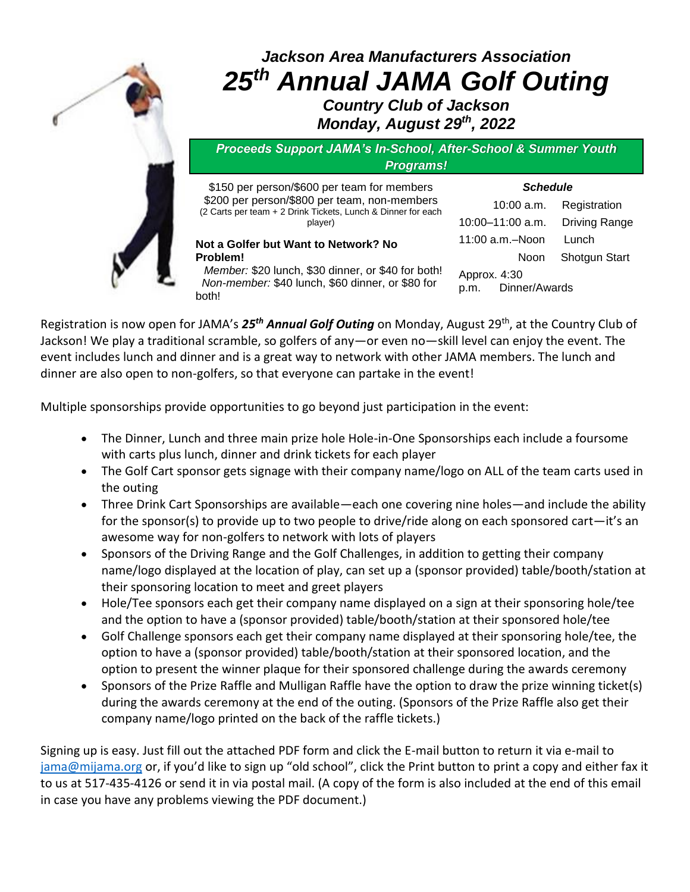# *Jackson Area Manufacturers Association*

# *25th Annual JAMA Golf Outing*

### *Country Club of Jackson*

### *Monday, August 29th, 2022*

***Proceeds Support JAMA's In-School, After-School & Summer Youth Programs!***

$150 per person/$600 per team for members
$200 per person/$800 per team, non-members
(2 Carts per team + 2 Drink Tickets, Lunch & Dinner for each player)

**Not a Golfer but Want to Network? No Problem!**
*Member:* $20 lunch, $30 dinner, or $40 for both!
*Non-member:* $40 lunch, $60 dinner, or $80 for both!

***Schedule***

| | |
|---|---|
| 10:00 a.m. | Registration |
| 10:00–11:00 a.m. | Driving Range |
| 11:00 a.m.–Noon | Lunch |
| Noon | Shotgun Start |
| Approx. 4:30 p.m. | Dinner/Awards |

Registration is now open for JAMA's ***25th Annual Golf Outing*** on Monday, August 29th, at the Country Club of Jackson! We play a traditional scramble, so golfers of any—or even no—skill level can enjoy the event. The event includes lunch and dinner and is a great way to network with other JAMA members. The lunch and dinner are also open to non-golfers, so that everyone can partake in the event!

Multiple sponsorships provide opportunities to go beyond just participation in the event:

- The Dinner, Lunch and three main prize hole Hole-in-One Sponsorships each include a foursome with carts plus lunch, dinner and drink tickets for each player
- The Golf Cart sponsor gets signage with their company name/logo on ALL of the team carts used in the outing
- Three Drink Cart Sponsorships are available—each one covering nine holes—and include the ability for the sponsor(s) to provide up to two people to drive/ride along on each sponsored cart—it's an awesome way for non-golfers to network with lots of players
- Sponsors of the Driving Range and the Golf Challenges, in addition to getting their company name/logo displayed at the location of play, can set up a (sponsor provided) table/booth/station at their sponsoring location to meet and greet players
- Hole/Tee sponsors each get their company name displayed on a sign at their sponsoring hole/tee and the option to have a (sponsor provided) table/booth/station at their sponsored hole/tee
- Golf Challenge sponsors each get their company name displayed at their sponsoring hole/tee, the option to have a (sponsor provided) table/booth/station at their sponsored location, and the option to present the winner plaque for their sponsored challenge during the awards ceremony
- Sponsors of the Prize Raffle and Mulligan Raffle have the option to draw the prize winning ticket(s) during the awards ceremony at the end of the outing. (Sponsors of the Prize Raffle also get their company name/logo printed on the back of the raffle tickets.)

Signing up is easy. Just fill out the attached PDF form and click the E-mail button to return it via e-mail to jama@mijama.org or, if you'd like to sign up "old school", click the Print button to print a copy and either fax it to us at 517-435-4126 or send it in via postal mail. (A copy of the form is also included at the end of this email in case you have any problems viewing the PDF document.)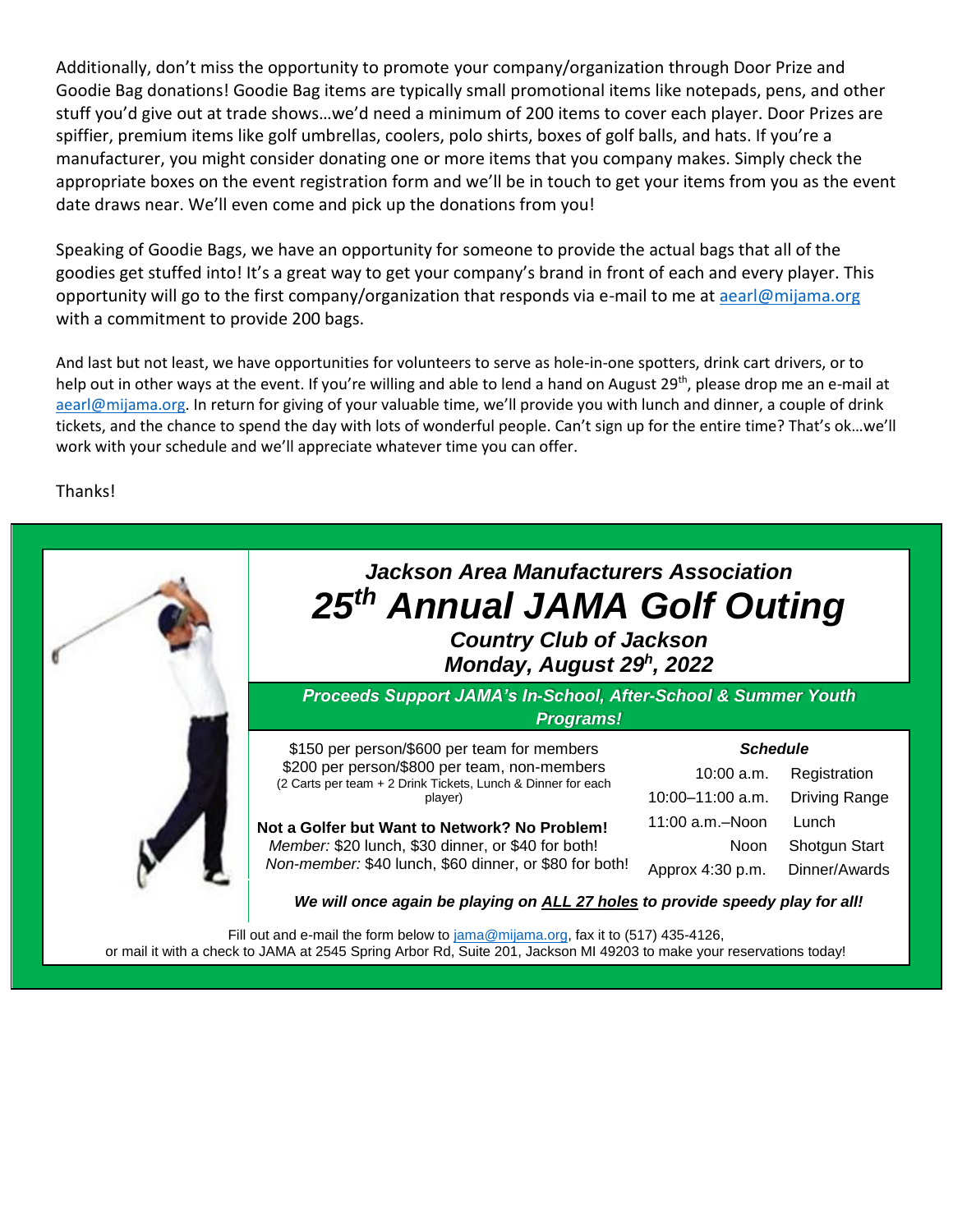Additionally, don't miss the opportunity to promote your company/organization through Door Prize and Goodie Bag donations! Goodie Bag items are typically small promotional items like notepads, pens, and other stuff you'd give out at trade shows…we'd need a minimum of 200 items to cover each player. Door Prizes are spiffier, premium items like golf umbrellas, coolers, polo shirts, boxes of golf balls, and hats. If you're a manufacturer, you might consider donating one or more items that you company makes. Simply check the appropriate boxes on the event registration form and we'll be in touch to get your items from you as the event date draws near. We'll even come and pick up the donations from you!

Speaking of Goodie Bags, we have an opportunity for someone to provide the actual bags that all of the goodies get stuffed into! It's a great way to get your company's brand in front of each and every player. This opportunity will go to the first company/organization that responds via e-mail to me at aearl@mijama.org with a commitment to provide 200 bags.

And last but not least, we have opportunities for volunteers to serve as hole-in-one spotters, drink cart drivers, or to help out in other ways at the event. If you're willing and able to lend a hand on August 29th, please drop me an e-mail at aearl@mijama.org. In return for giving of your valuable time, we'll provide you with lunch and dinner, a couple of drink tickets, and the chance to spend the day with lots of wonderful people. Can't sign up for the entire time? That's ok…we'll work with your schedule and we'll appreciate whatever time you can offer.

Thanks!

## *Jackson Area Manufacturers Association*

# *25th Annual JAMA Golf Outing*

### *Country Club of Jackson*
### *Monday, August 29h, 2022*

***Proceeds Support JAMA's In-School, After-School & Summer Youth Programs!***

$150 per person/$600 per team for members
$200 per person/$800 per team, non-members
(2 Carts per team + 2 Drink Tickets, Lunch & Dinner for each player)

**Not a Golfer but Want to Network? No Problem!**
*Member:* $20 lunch, $30 dinner, or $40 for both!
*Non-member:* $40 lunch, $60 dinner, or $80 for both!

***Schedule***

| | |
|---|---|
| 10:00 a.m. | Registration |
| 10:00–11:00 a.m. | Driving Range |
| 11:00 a.m.–Noon | Lunch |
| Noon | Shotgun Start |
| Approx 4:30 p.m. | Dinner/Awards |

***We will once again be playing on ALL 27 holes to provide speedy play for all!***

Fill out and e-mail the form below to jama@mijama.org, fax it to (517) 435-4126, or mail it with a check to JAMA at 2545 Spring Arbor Rd, Suite 201, Jackson MI 49203 to make your reservations today!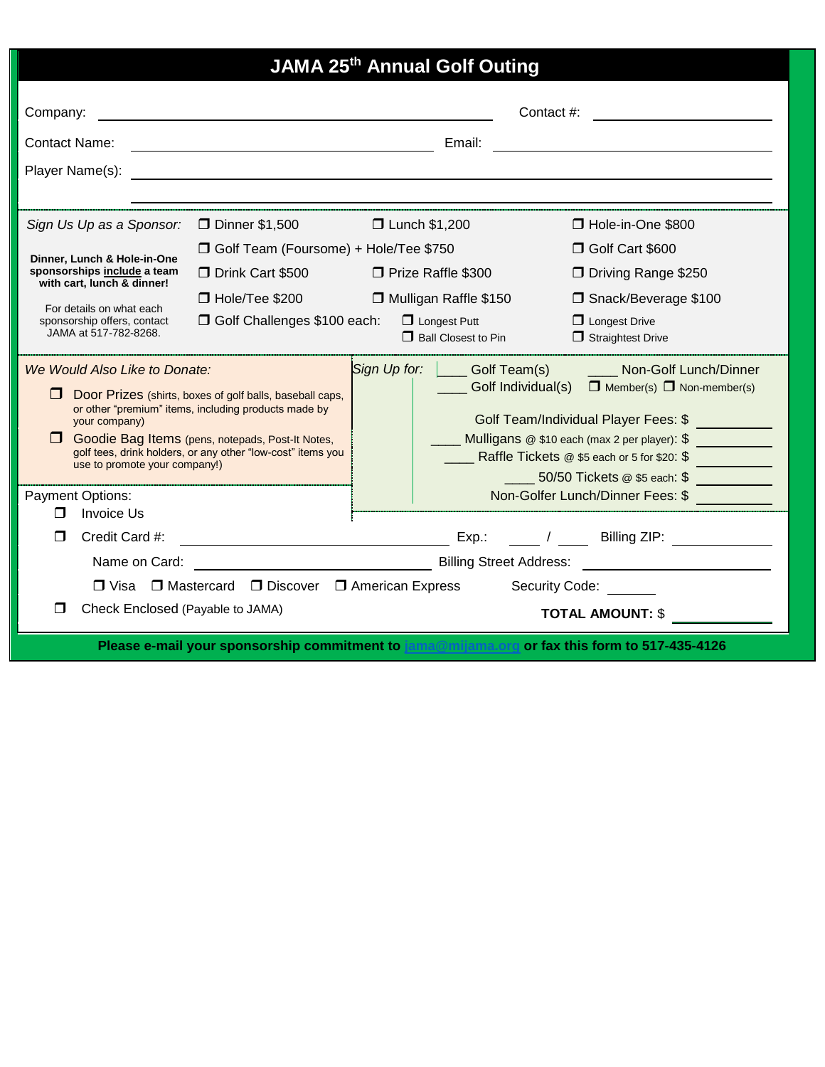# JAMA 25th Annual Golf Outing

Company: ______________________ Contact #: ______________

Contact Name: ______________________ Email: ______________

Player Name(s): ______________________________________________

______________________________________________

*Sign Us Up as a Sponsor:*

**Dinner, Lunch & Hole-in-One sponsorships include a team with cart, lunch & dinner!**

For details on what each sponsorship offers, contact JAMA at 517-782-8268.

- ❐ Dinner $1,500
- ❐ Lunch $1,200
- ❐ Hole-in-One $800
- ❐ Golf Team (Foursome) + Hole/Tee $750
- ❐ Golf Cart $600
- ❐ Drink Cart $500
- ❐ Prize Raffle $300
- ❐ Driving Range $250
- ❐ Hole/Tee $200
- ❐ Mulligan Raffle $150
- ❐ Snack/Beverage $100
- ❐ Golf Challenges $100 each:
  - ❐ Longest Putt
  - ❐ Longest Drive
  - ❐ Ball Closest to Pin
  - ❐ Straightest Drive

*We Would Also Like to Donate:*

- ❐ Door Prizes (shirts, boxes of golf balls, baseball caps, or other "premium" items, including products made by your company)
- ❐ Goodie Bag Items (pens, notepads, Post-It Notes, golf tees, drink holders, or any other "low-cost" items you use to promote your company!)

*Sign Up for:*

____ Golf Team(s) ____ Non-Golf Lunch/Dinner

____ Golf Individual(s) ❐ Member(s) ❐ Non-member(s)

Golf Team/Individual Player Fees: $ ________

____ Mulligans @ $10 each (max 2 per player): $ ________

____ Raffle Tickets @ $5 each or 5 for $20: $ ________

____ 50/50 Tickets @ $5 each: $ ________

Non-Golfer Lunch/Dinner Fees: $ ________

Payment Options:

- ❐ Invoice Us
- ❐ Credit Card #: ______________________ Exp.: ____ / ____ Billing ZIP: __________

  Name on Card: ______________________ Billing Street Address: ______________________

  ❐ Visa ❐ Mastercard ❐ Discover ❐ American Express Security Code: ______
- ❐ Check Enclosed (Payable to JAMA)

**TOTAL AMOUNT:** $ __________

**Please e-mail your sponsorship commitment to jama@mijama.org or fax this form to 517-435-4126**